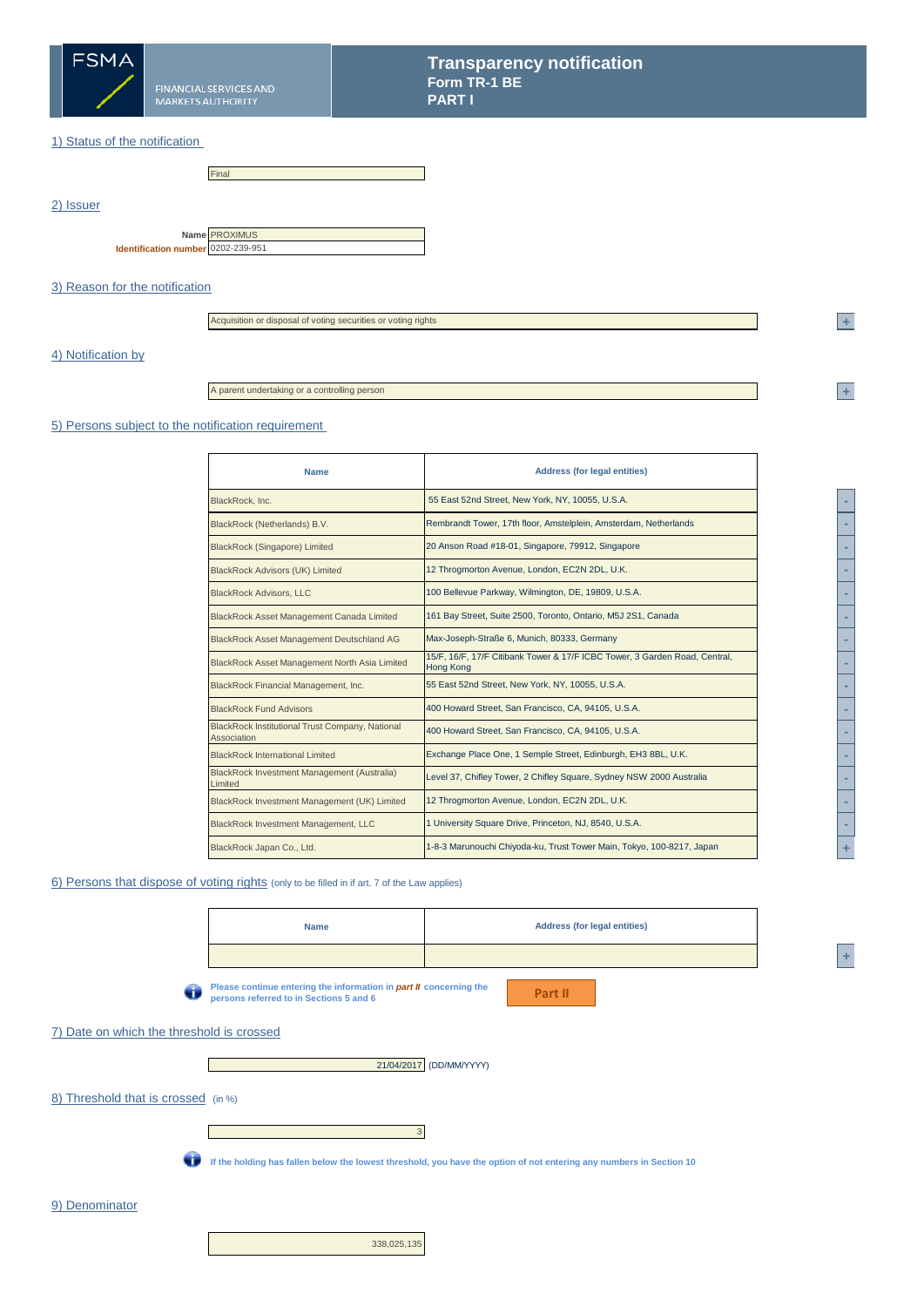# Transparency notification
## Form TR-1 BE
## PART I

FSMA — FINANCIAL SERVICES AND MARKETS AUTHORITY

### 1) Status of the notification

Final

### 2) Issuer

**Name** PROXIMUS
**Identification number** 0202-239-951

### 3) Reason for the notification

Acquisition or disposal of voting securities or voting rights

### 4) Notification by

A parent undertaking or a controlling person

### 5) Persons subject to the notification requirement

| Name | Address (for legal entities) |
|---|---|
| BlackRock, Inc. | 55 East 52nd Street, New York, NY, 10055, U.S.A. |
| BlackRock (Netherlands) B.V. | Rembrandt Tower, 17th floor, Amstelplein, Amsterdam, Netherlands |
| BlackRock (Singapore) Limited | 20 Anson Road #18-01, Singapore, 79912, Singapore |
| BlackRock Advisors (UK) Limited | 12 Throgmorton Avenue, London, EC2N 2DL, U.K. |
| BlackRock Advisors, LLC | 100 Bellevue Parkway, Wilmington, DE, 19809, U.S.A. |
| BlackRock Asset Management Canada Limited | 161 Bay Street, Suite 2500, Toronto, Ontario, M5J 2S1, Canada |
| BlackRock Asset Management Deutschland AG | Max-Joseph-Straße 6, Munich, 80333, Germany |
| BlackRock Asset Management North Asia Limited | 15/F, 16/F, 17/F Citibank Tower & 17/F ICBC Tower, 3 Garden Road, Central, Hong Kong |
| BlackRock Financial Management, Inc. | 55 East 52nd Street, New York, NY, 10055, U.S.A. |
| BlackRock Fund Advisors | 400 Howard Street, San Francisco, CA, 94105, U.S.A. |
| BlackRock Institutional Trust Company, National Association | 400 Howard Street, San Francisco, CA, 94105, U.S.A. |
| BlackRock International Limited | Exchange Place One, 1 Semple Street, Edinburgh, EH3 8BL, U.K. |
| BlackRock Investment Management (Australia) Limited | Level 37, Chifley Tower, 2 Chifley Square, Sydney NSW 2000 Australia |
| BlackRock Investment Management (UK) Limited | 12 Throgmorton Avenue, London, EC2N 2DL, U.K. |
| BlackRock Investment Management, LLC | 1 University Square Drive, Princeton, NJ, 8540, U.S.A. |
| BlackRock Japan Co., Ltd. | 1-8-3 Marunouchi Chiyoda-ku, Trust Tower Main, Tokyo, 100-8217, Japan |

### 6) Persons that dispose of voting rights (only to be filled in if art. 7 of the Law applies)

| Name | Address (for legal entities) |
|---|---|
| | |

**Please continue entering the information in *part II* concerning the persons referred to in Sections 5 and 6**

Part II

### 7) Date on which the threshold is crossed

21/04/2017 (DD/MM/YYYY)

### 8) Threshold that is crossed (in %)

3

**If the holding has fallen below the lowest threshold, you have the option of not entering any numbers in Section 10**

### 9) Denominator

338,025,135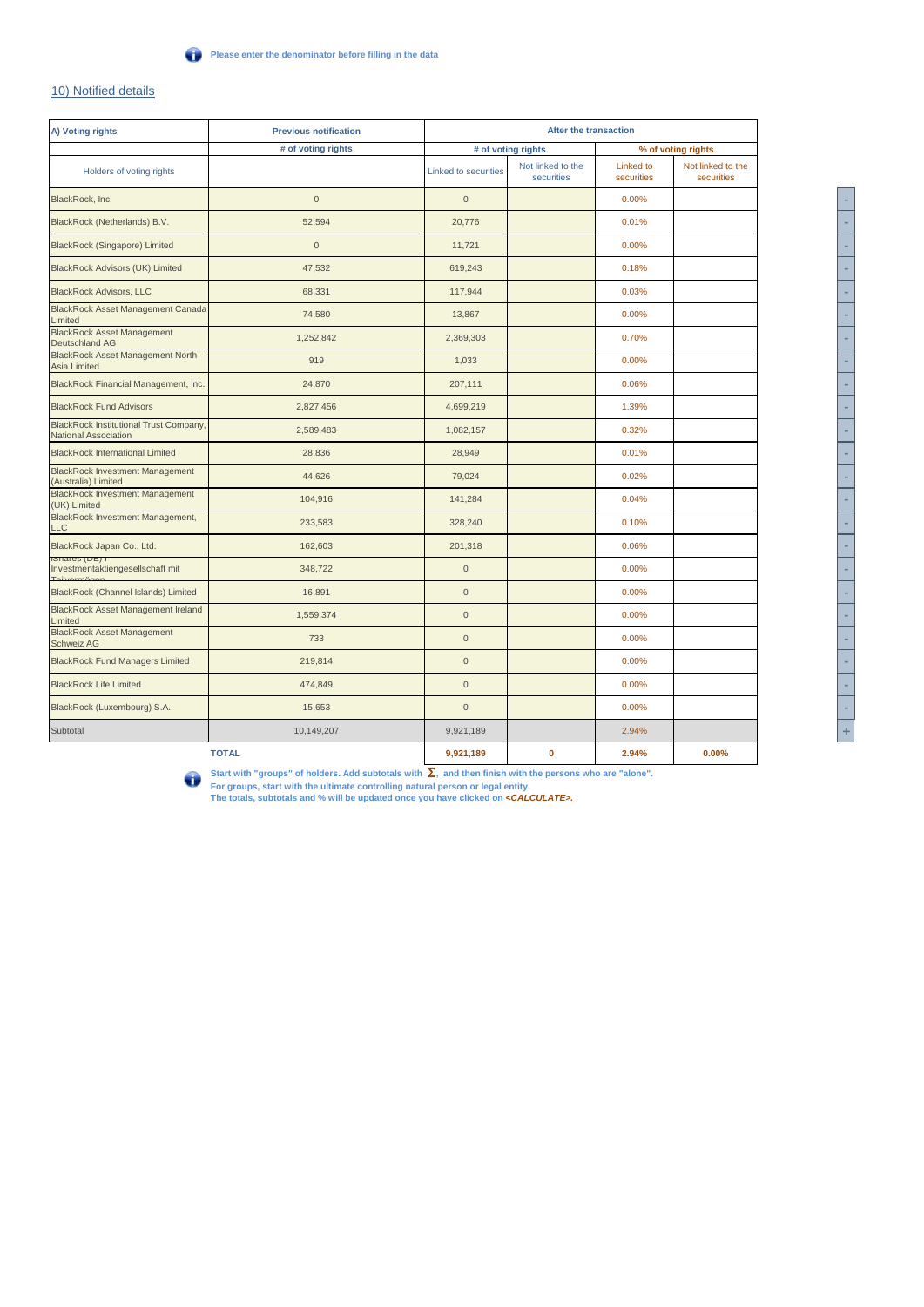Please enter the denominator before filling in the data

## 10) Notified details

| A) Voting rights | Previous notification | After the transaction | | | |
|---|---|---|---|---|---|
| | # of voting rights | # of voting rights | | % of voting rights | |
| Holders of voting rights | | Linked to securities | Not linked to the securities | Linked to securities | Not linked to the securities |
| BlackRock, Inc. | 0 | 0 | | 0.00% | |
| BlackRock (Netherlands) B.V. | 52,594 | 20,776 | | 0.01% | |
| BlackRock (Singapore) Limited | 0 | 11,721 | | 0.00% | |
| BlackRock Advisors (UK) Limited | 47,532 | 619,243 | | 0.18% | |
| BlackRock Advisors, LLC | 68,331 | 117,944 | | 0.03% | |
| BlackRock Asset Management Canada Limited | 74,580 | 13,867 | | 0.00% | |
| BlackRock Asset Management Deutschland AG | 1,252,842 | 2,369,303 | | 0.70% | |
| BlackRock Asset Management North Asia Limited | 919 | 1,033 | | 0.00% | |
| BlackRock Financial Management, Inc. | 24,870 | 207,111 | | 0.06% | |
| BlackRock Fund Advisors | 2,827,456 | 4,699,219 | | 1.39% | |
| BlackRock Institutional Trust Company, National Association | 2,589,483 | 1,082,157 | | 0.32% | |
| BlackRock International Limited | 28,836 | 28,949 | | 0.01% | |
| BlackRock Investment Management (Australia) Limited | 44,626 | 79,024 | | 0.02% | |
| BlackRock Investment Management (UK) Limited | 104,916 | 141,284 | | 0.04% | |
| BlackRock Investment Management, LLC | 233,583 | 328,240 | | 0.10% | |
| BlackRock Japan Co., Ltd. | 162,603 | 201,318 | | 0.06% | |
| iShares (DE) I Investmentaktiengesellschaft mit Teilvermögen | 348,722 | 0 | | 0.00% | |
| BlackRock (Channel Islands) Limited | 16,891 | 0 | | 0.00% | |
| BlackRock Asset Management Ireland Limited | 1,559,374 | 0 | | 0.00% | |
| BlackRock Asset Management Schweiz AG | 733 | 0 | | 0.00% | |
| BlackRock Fund Managers Limited | 219,814 | 0 | | 0.00% | |
| BlackRock Life Limited | 474,849 | 0 | | 0.00% | |
| BlackRock (Luxembourg) S.A. | 15,653 | 0 | | 0.00% | |
| Subtotal | 10,149,207 | 9,921,189 | | 2.94% | |
| | **TOTAL** | **9,921,189** | **0** | **2.94%** | **0.00%** |

**Start with "groups" of holders. Add subtotals with Σ, and then finish with the persons who are "alone".**
**For groups, start with the ultimate controlling natural person or legal entity.**
**The totals, subtotals and % will be updated once you have clicked on *<CALCULATE>*.**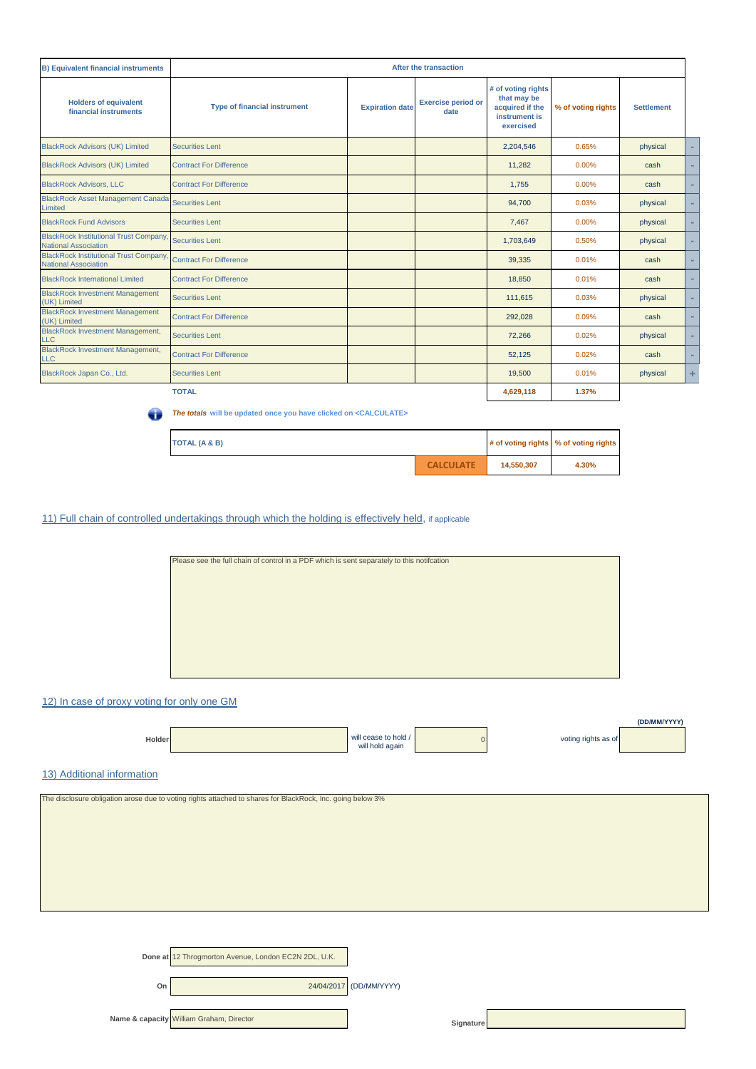| B) Equivalent financial instruments | After the transaction | | | | | |
|---|---|---|---|---|---|---|
| Holders of equivalent financial instruments | Type of financial instrument | Expiration date | Exercise period or date | # of voting rights that may be acquired if the instrument is exercised | % of voting rights | Settlement |
| BlackRock Advisors (UK) Limited | Securities Lent | | | 2,204,546 | 0.65% | physical |
| BlackRock Advisors (UK) Limited | Contract For Difference | | | 11,282 | 0.00% | cash |
| BlackRock Advisors, LLC | Contract For Difference | | | 1,755 | 0.00% | cash |
| BlackRock Asset Management Canada Limited | Securities Lent | | | 94,700 | 0.03% | physical |
| BlackRock Fund Advisors | Securities Lent | | | 7,467 | 0.00% | physical |
| BlackRock Institutional Trust Company, National Association | Securities Lent | | | 1,703,649 | 0.50% | physical |
| BlackRock Institutional Trust Company, National Association | Contract For Difference | | | 39,335 | 0.01% | cash |
| BlackRock International Limited | Contract For Difference | | | 18,850 | 0.01% | cash |
| BlackRock Investment Management (UK) Limited | Securities Lent | | | 111,615 | 0.03% | physical |
| BlackRock Investment Management (UK) Limited | Contract For Difference | | | 292,028 | 0.09% | cash |
| BlackRock Investment Management, LLC | Securities Lent | | | 72,266 | 0.02% | physical |
| BlackRock Investment Management, LLC | Contract For Difference | | | 52,125 | 0.02% | cash |
| BlackRock Japan Co., Ltd. | Securities Lent | | | 19,500 | 0.01% | physical |
| | **TOTAL** | | | **4,629,118** | **1.37%** | |

***The totals* will be updated once you have clicked on <CALCULATE>**

| TOTAL (A & B) | | # of voting rights | % of voting rights |
|---|---|---|---|
| | CALCULATE | 14,550,307 | 4.30% |

## 11) Full chain of controlled undertakings through which the holding is effectively held, if applicable

Please see the full chain of control in a PDF which is sent separately to this notifcation

## 12) In case of proxy voting for only one GM

| | | | | | |
|---|---|---|---|---|---|
| Holder | | will cease to hold / will hold again | 0 | voting rights as of | (DD/MM/YYYY) |

## 13) Additional information

The disclosure obligation arose due to voting rights attached to shares for BlackRock, Inc. going below 3%

**Done at** 12 Throgmorton Avenue, London EC2N 2DL, U.K.

**On** 24/04/2017 (DD/MM/YYYY)

**Name & capacity** William Graham, Director

**Signature**